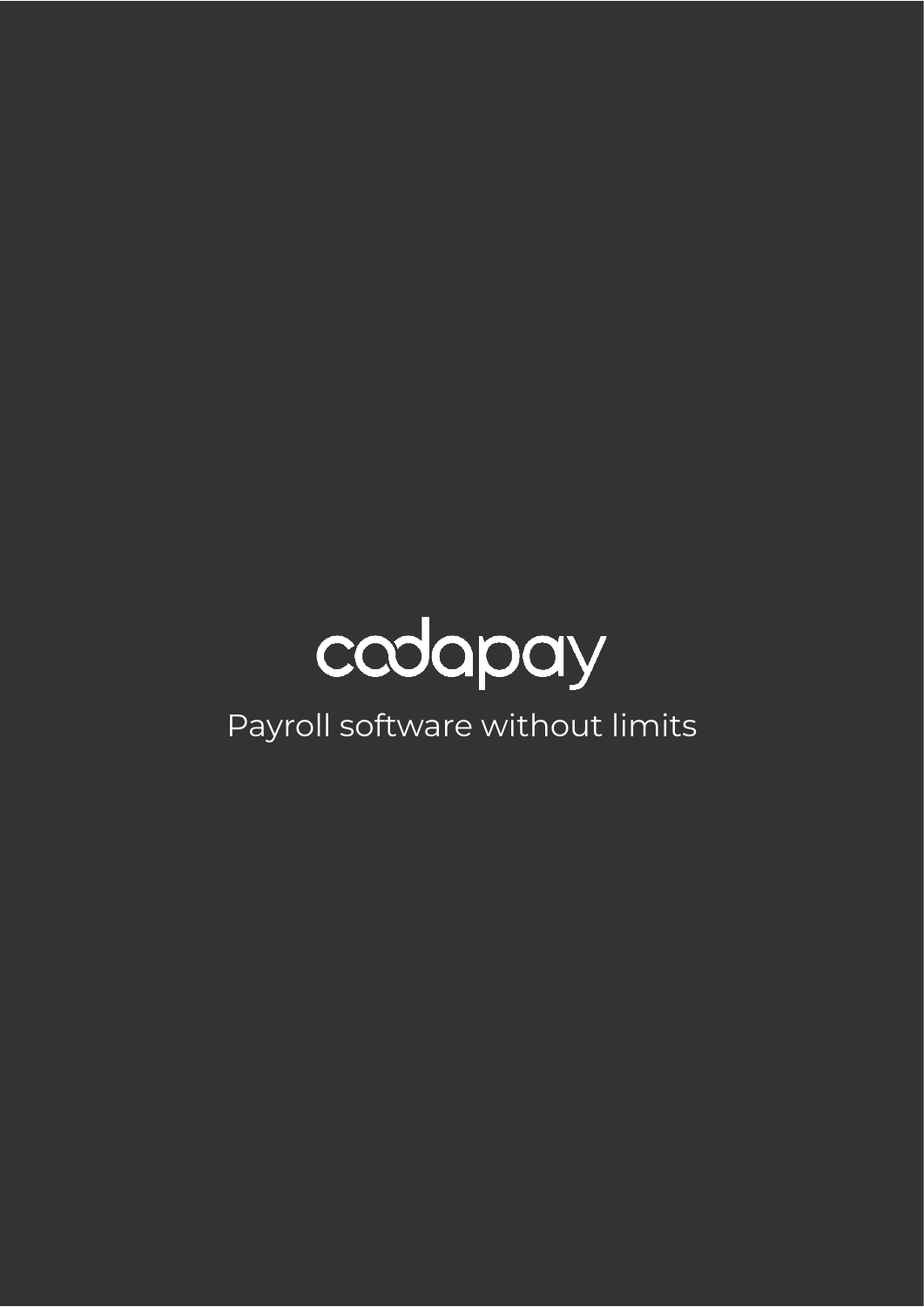# codapay

Payroll software without limits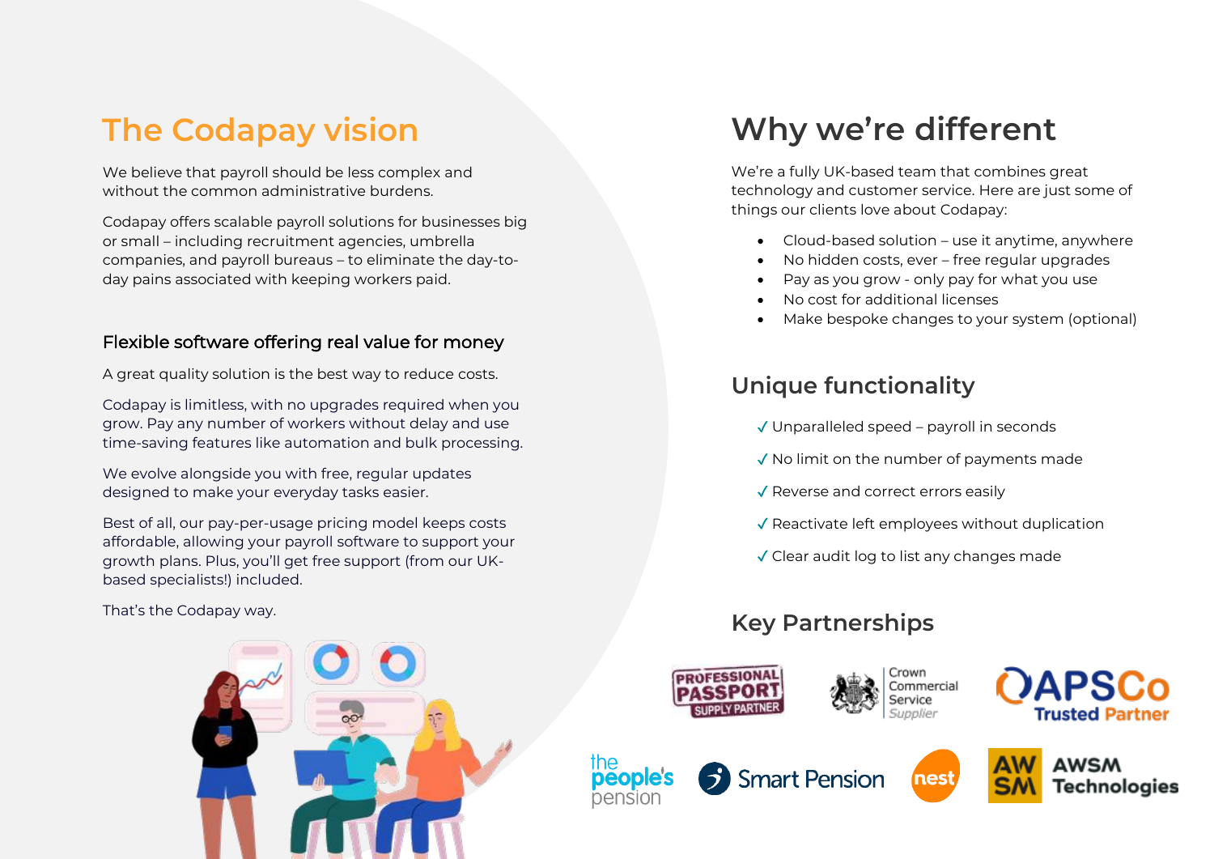# The Codapay vision

We believe that payroll should be less complex and without the common administrative burdens.

Codapay offers scalable payroll solutions for businesses big or small – including recruitment agencies, umbrella companies, and payroll bureaus – to eliminate the day-to-day pains associated with keeping workers paid.

### Flexible software offering real value for money

A great quality solution is the best way to reduce costs.

Codapay is limitless, with no upgrades required when you grow. Pay any number of workers without delay and use time-saving features like automation and bulk processing.

We evolve alongside you with free, regular updates designed to make your everyday tasks easier.

Best of all, our pay-per-usage pricing model keeps costs affordable, allowing your payroll software to support your growth plans. Plus, you'll get free support (from our UK-based specialists!) included.

That's the Codapay way.

# Why we're different

We're a fully UK-based team that combines great technology and customer service. Here are just some of things our clients love about Codapay:

- Cloud-based solution – use it anytime, anywhere
- No hidden costs, ever – free regular upgrades
- Pay as you grow - only pay for what you use
- No cost for additional licenses
- Make bespoke changes to your system (optional)

## Unique functionality

- ✓ Unparalleled speed – payroll in seconds
- ✓ No limit on the number of payments made
- ✓ Reverse and correct errors easily
- ✓ Reactivate left employees without duplication
- ✓ Clear audit log to list any changes made

## Key Partnerships

Professional Passport Supply Partner · Crown Commercial Service Supplier · APSCo Trusted Partner · the people's pension · Smart Pension · nest · AWSM Technologies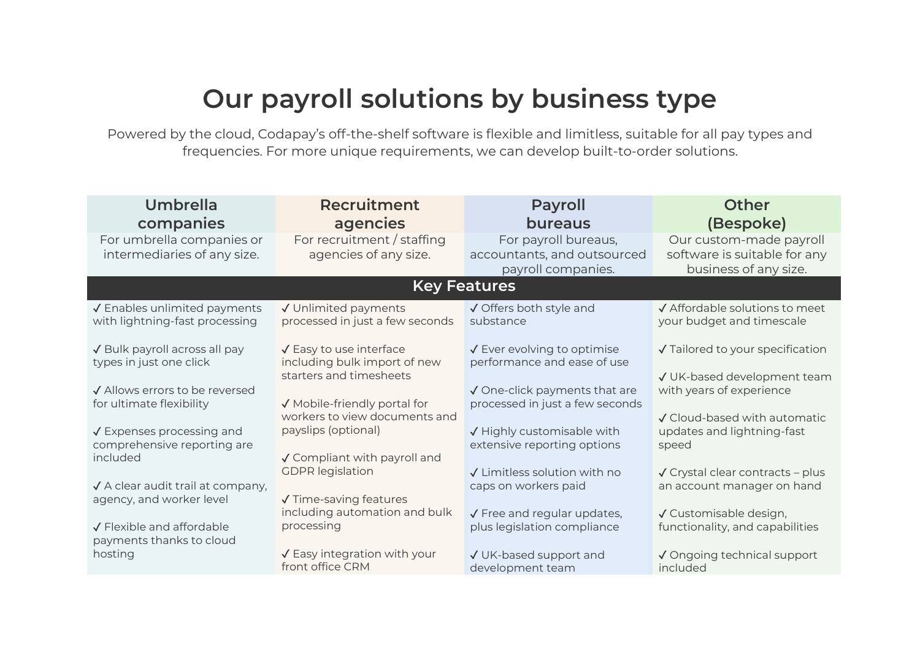# Our payroll solutions by business type

Powered by the cloud, Codapay's off-the-shelf software is flexible and limitless, suitable for all pay types and frequencies. For more unique requirements, we can develop built-to-order solutions.

| Umbrella companies | Recruitment agencies | Payroll bureaus | Other (Bespoke) |
|---|---|---|---|
| For umbrella companies or intermediaries of any size. | For recruitment / staffing agencies of any size. | For payroll bureaus, accountants, and outsourced payroll companies. | Our custom-made payroll software is suitable for any business of any size. |
| **Key Features** | | | |
| ✓ Enables unlimited payments with lightning-fast processing | ✓ Unlimited payments processed in just a few seconds | ✓ Offers both style and substance | ✓ Affordable solutions to meet your budget and timescale |
| ✓ Bulk payroll across all pay types in just one click | ✓ Easy to use interface including bulk import of new starters and timesheets | ✓ Ever evolving to optimise performance and ease of use | ✓ Tailored to your specification |
| ✓ Allows errors to be reversed for ultimate flexibility | ✓ Mobile-friendly portal for workers to view documents and payslips (optional) | ✓ One-click payments that are processed in just a few seconds | ✓ UK-based development team with years of experience |
| ✓ Expenses processing and comprehensive reporting are included | ✓ Compliant with payroll and GDPR legislation | ✓ Highly customisable with extensive reporting options | ✓ Cloud-based with automatic updates and lightning-fast speed |
| ✓ A clear audit trail at company, agency, and worker level | ✓ Time-saving features including automation and bulk processing | ✓ Limitless solution with no caps on workers paid | ✓ Crystal clear contracts – plus an account manager on hand |
| ✓ Flexible and affordable payments thanks to cloud hosting | ✓ Easy integration with your front office CRM | ✓ Free and regular updates, plus legislation compliance | ✓ Customisable design, functionality, and capabilities |
| | | ✓ UK-based support and development team | ✓ Ongoing technical support included |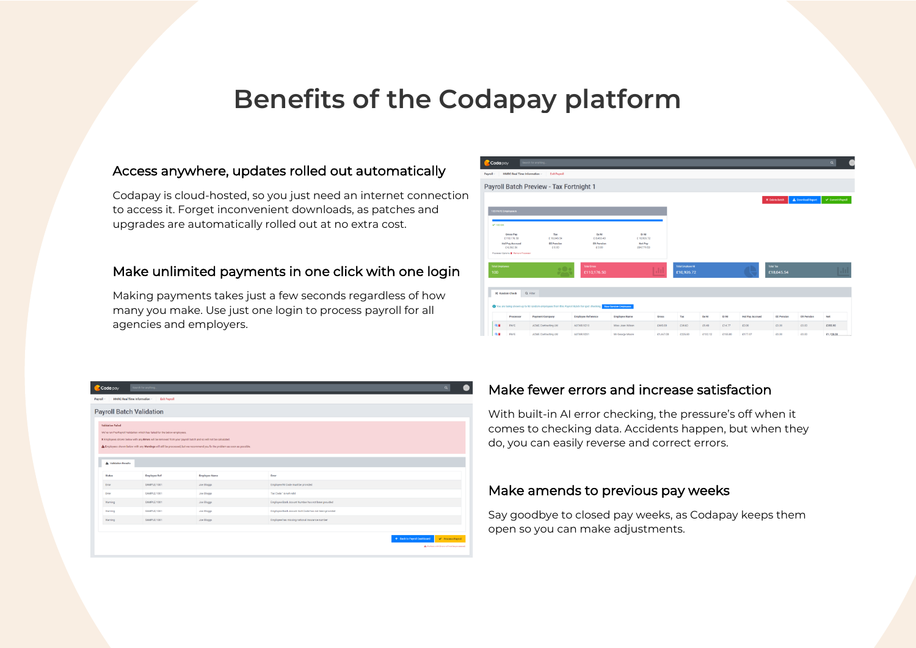# Benefits of the Codapay platform

## Access anywhere, updates rolled out automatically

Codapay is cloud-hosted, so you just need an internet connection to access it. Forget inconvenient downloads, as patches and upgrades are automatically rolled out at no extra cost.

## Make unlimited payments in one click with one login

Making payments takes just a few seconds regardless of how many you make. Use just one login to process payroll for all agencies and employers.

## Make fewer errors and increase satisfaction

With built-in AI error checking, the pressure's off when it comes to checking data. Accidents happen, but when they do, you can easily reverse and correct errors.

## Make amends to previous pay weeks

Say goodbye to closed pay weeks, as Codapay keeps them open so you can make adjustments.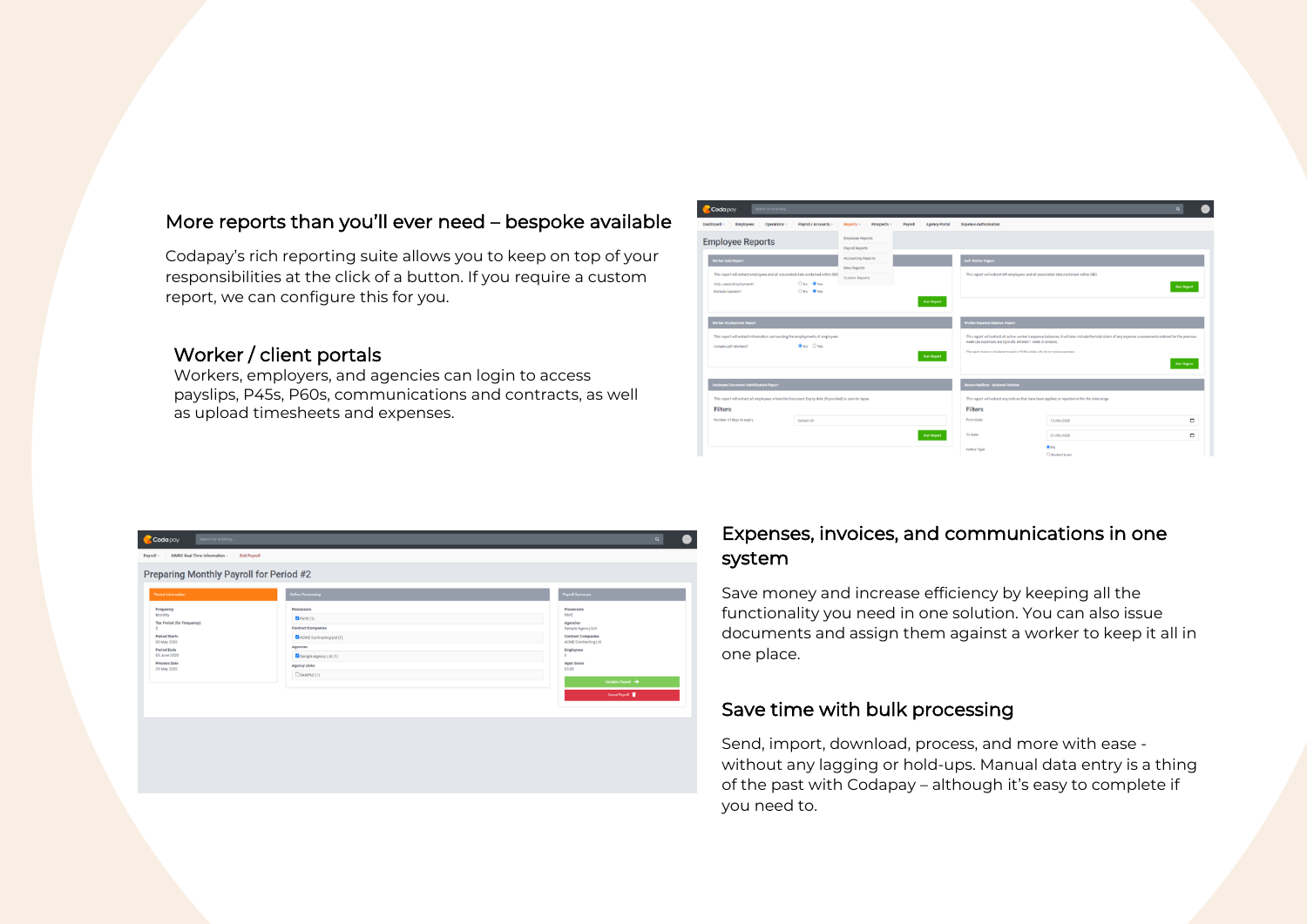## More reports than you'll ever need – bespoke available

Codapay's rich reporting suite allows you to keep on top of your responsibilities at the click of a button. If you require a custom report, we can configure this for you.

## Worker / client portals

Workers, employers, and agencies can login to access payslips, P45s, P60s, communications and contracts, as well as upload timesheets and expenses.

## Expenses, invoices, and communications in one system

Save money and increase efficiency by keeping all the functionality you need in one solution. You can also issue documents and assign them against a worker to keep it all in one place.

## Save time with bulk processing

Send, import, download, process, and more with ease - without any lagging or hold-ups. Manual data entry is a thing of the past with Codapay – although it's easy to complete if you need to.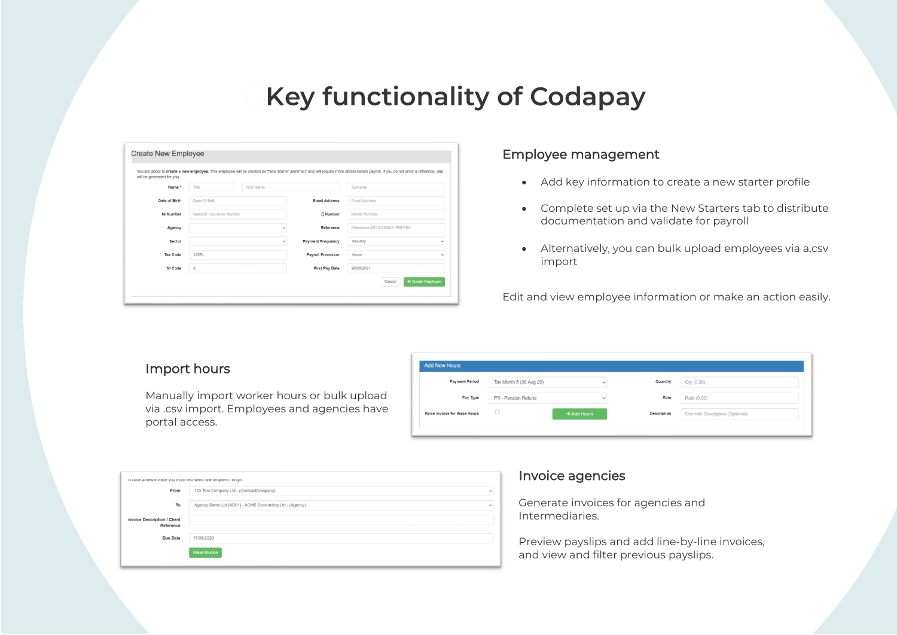# Key functionality of Codapay

## Employee management

- Add key information to create a new starter profile
- Complete set up via the New Starters tab to distribute documentation and validate for payroll
- Alternatively, you can bulk upload employees via a.csv import

Edit and view employee information or make an action easily.

## Import hours

Manually import worker hours or bulk upload via .csv import. Employees and agencies have portal access.

## Invoice agencies

Generate invoices for agencies and Intermediaries.

Preview payslips and add line-by-line invoices, and view and filter previous payslips.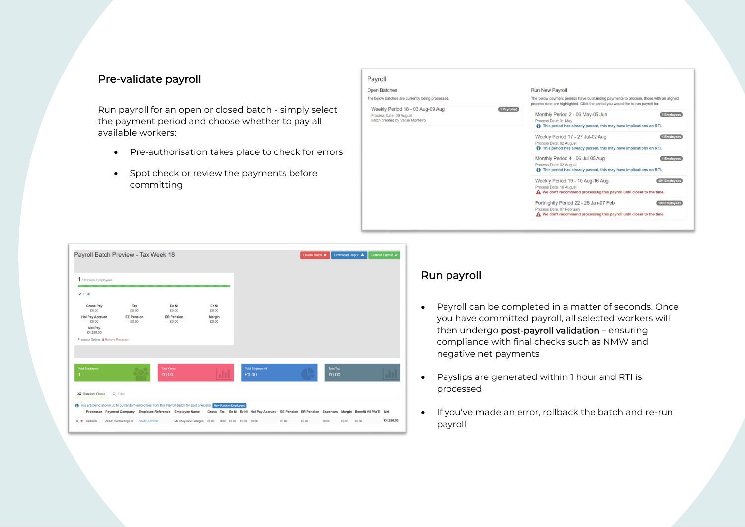## Pre-validate payroll

Run payroll for an open or closed batch - simply select the payment period and choose whether to pay all available workers:

- Pre-authorisation takes place to check for errors
- Spot check or review the payments before committing

## Run payroll

- Payroll can be completed in a matter of seconds. Once you have committed payroll, all selected workers will then undergo **post-payroll validation** – ensuring compliance with final checks such as NMW and negative net payments
- Payslips are generated within 1 hour and RTI is processed
- If you've made an error, rollback the batch and re-run payroll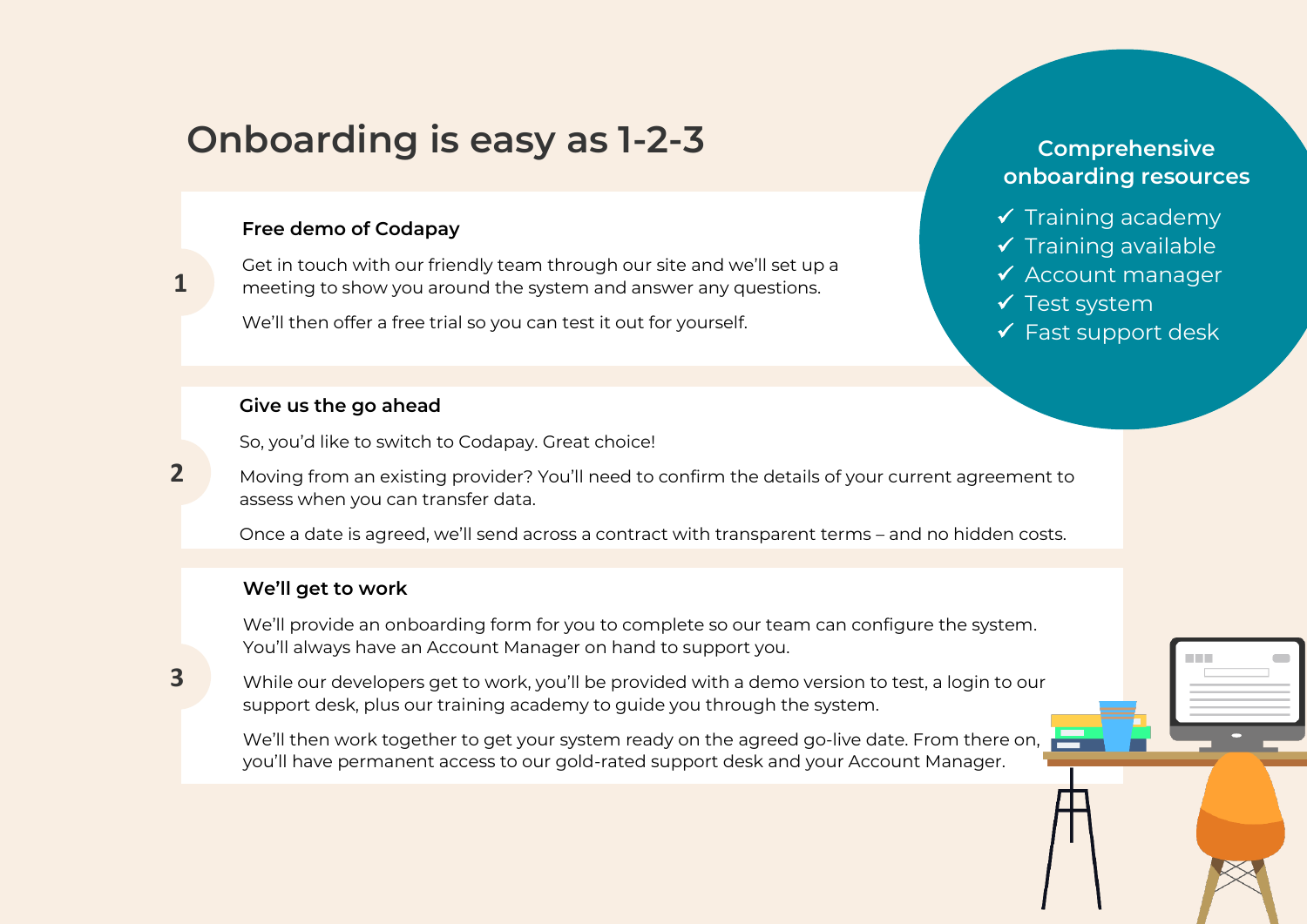# Onboarding is easy as 1-2-3

## 1. Free demo of Codapay

Get in touch with our friendly team through our site and we'll set up a meeting to show you around the system and answer any questions.

We'll then offer a free trial so you can test it out for yourself.

## 2. Give us the go ahead

So, you'd like to switch to Codapay. Great choice!

Moving from an existing provider? You'll need to confirm the details of your current agreement to assess when you can transfer data.

Once a date is agreed, we'll send across a contract with transparent terms – and no hidden costs.

## 3. We'll get to work

We'll provide an onboarding form for you to complete so our team can configure the system. You'll always have an Account Manager on hand to support you.

While our developers get to work, you'll be provided with a demo version to test, a login to our support desk, plus our training academy to guide you through the system.

We'll then work together to get your system ready on the agreed go-live date. From there on, you'll have permanent access to our gold-rated support desk and your Account Manager.

## Comprehensive onboarding resources

- ✓ Training academy
- ✓ Training available
- ✓ Account manager
- ✓ Test system
- ✓ Fast support desk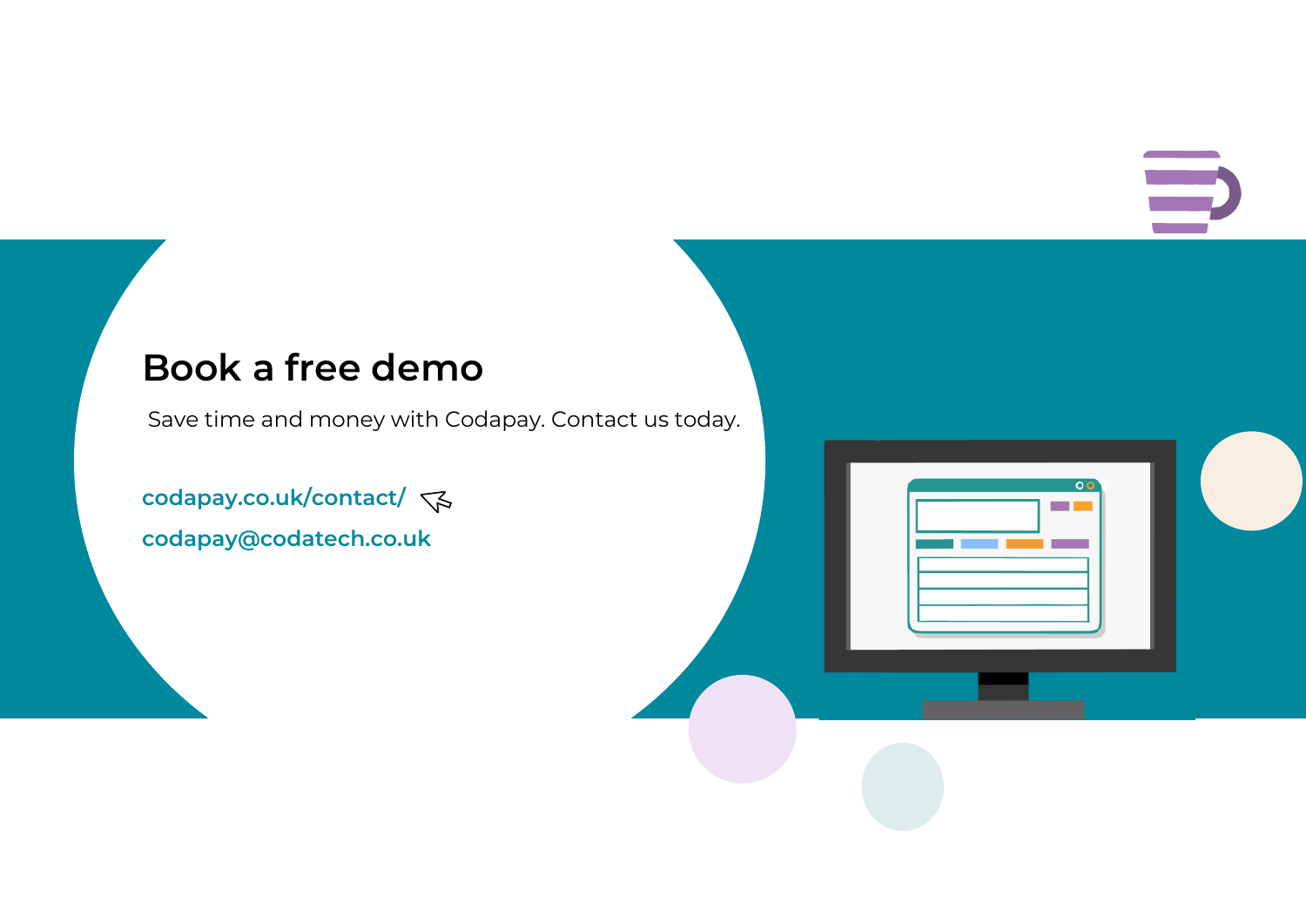# Book a free demo

Save time and money with Codapay. Contact us today.

codapay.co.uk/contact/

codapay@codatech.co.uk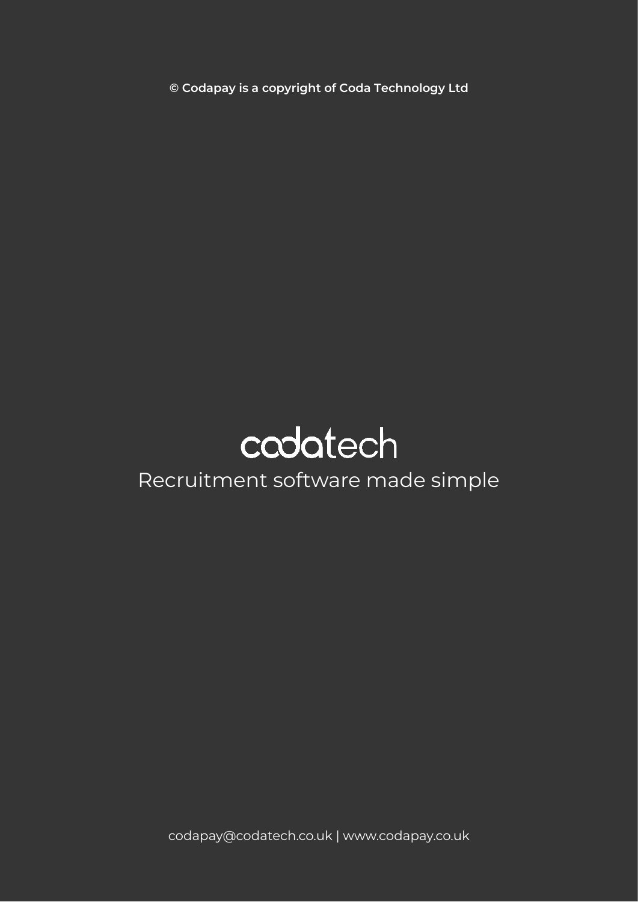**© Codapay is a copyright of Coda Technology Ltd**

codatech

Recruitment software made simple

codapay@codatech.co.uk | www.codapay.co.uk